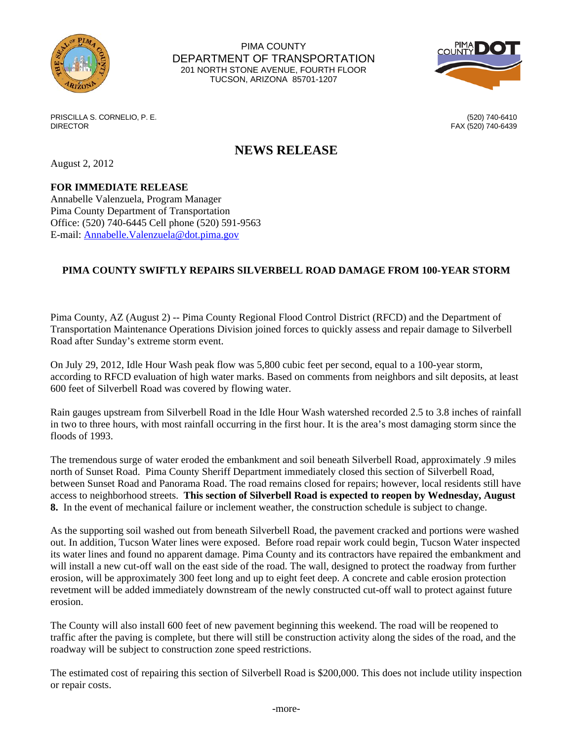PIMA COUNTY
DEPARTMENT OF TRANSPORTATION
201 NORTH STONE AVENUE, FOURTH FLOOR
TUCSON, ARIZONA 85701-1207

PRISCILLA S. CORNELIO, P. E.
DIRECTOR

(520) 740-6410
FAX (520) 740-6439

# NEWS RELEASE

August 2, 2012

**FOR IMMEDIATE RELEASE**
Annabelle Valenzuela, Program Manager
Pima County Department of Transportation
Office: (520) 740-6445 Cell phone (520) 591-9563
E-mail: Annabelle.Valenzuela@dot.pima.gov

## PIMA COUNTY SWIFTLY REPAIRS SILVERBELL ROAD DAMAGE FROM 100-YEAR STORM

Pima County, AZ (August 2) -- Pima County Regional Flood Control District (RFCD) and the Department of Transportation Maintenance Operations Division joined forces to quickly assess and repair damage to Silverbell Road after Sunday's extreme storm event.

On July 29, 2012, Idle Hour Wash peak flow was 5,800 cubic feet per second, equal to a 100-year storm, according to RFCD evaluation of high water marks. Based on comments from neighbors and silt deposits, at least 600 feet of Silverbell Road was covered by flowing water.

Rain gauges upstream from Silverbell Road in the Idle Hour Wash watershed recorded 2.5 to 3.8 inches of rainfall in two to three hours, with most rainfall occurring in the first hour. It is the area's most damaging storm since the floods of 1993.

The tremendous surge of water eroded the embankment and soil beneath Silverbell Road, approximately .9 miles north of Sunset Road. Pima County Sheriff Department immediately closed this section of Silverbell Road, between Sunset Road and Panorama Road. The road remains closed for repairs; however, local residents still have access to neighborhood streets. **This section of Silverbell Road is expected to reopen by Wednesday, August 8.** In the event of mechanical failure or inclement weather, the construction schedule is subject to change.

As the supporting soil washed out from beneath Silverbell Road, the pavement cracked and portions were washed out. In addition, Tucson Water lines were exposed. Before road repair work could begin, Tucson Water inspected its water lines and found no apparent damage. Pima County and its contractors have repaired the embankment and will install a new cut-off wall on the east side of the road. The wall, designed to protect the roadway from further erosion, will be approximately 300 feet long and up to eight feet deep. A concrete and cable erosion protection revetment will be added immediately downstream of the newly constructed cut-off wall to protect against future erosion.

The County will also install 600 feet of new pavement beginning this weekend. The road will be reopened to traffic after the paving is complete, but there will still be construction activity along the sides of the road, and the roadway will be subject to construction zone speed restrictions.

The estimated cost of repairing this section of Silverbell Road is $200,000. This does not include utility inspection or repair costs.

-more-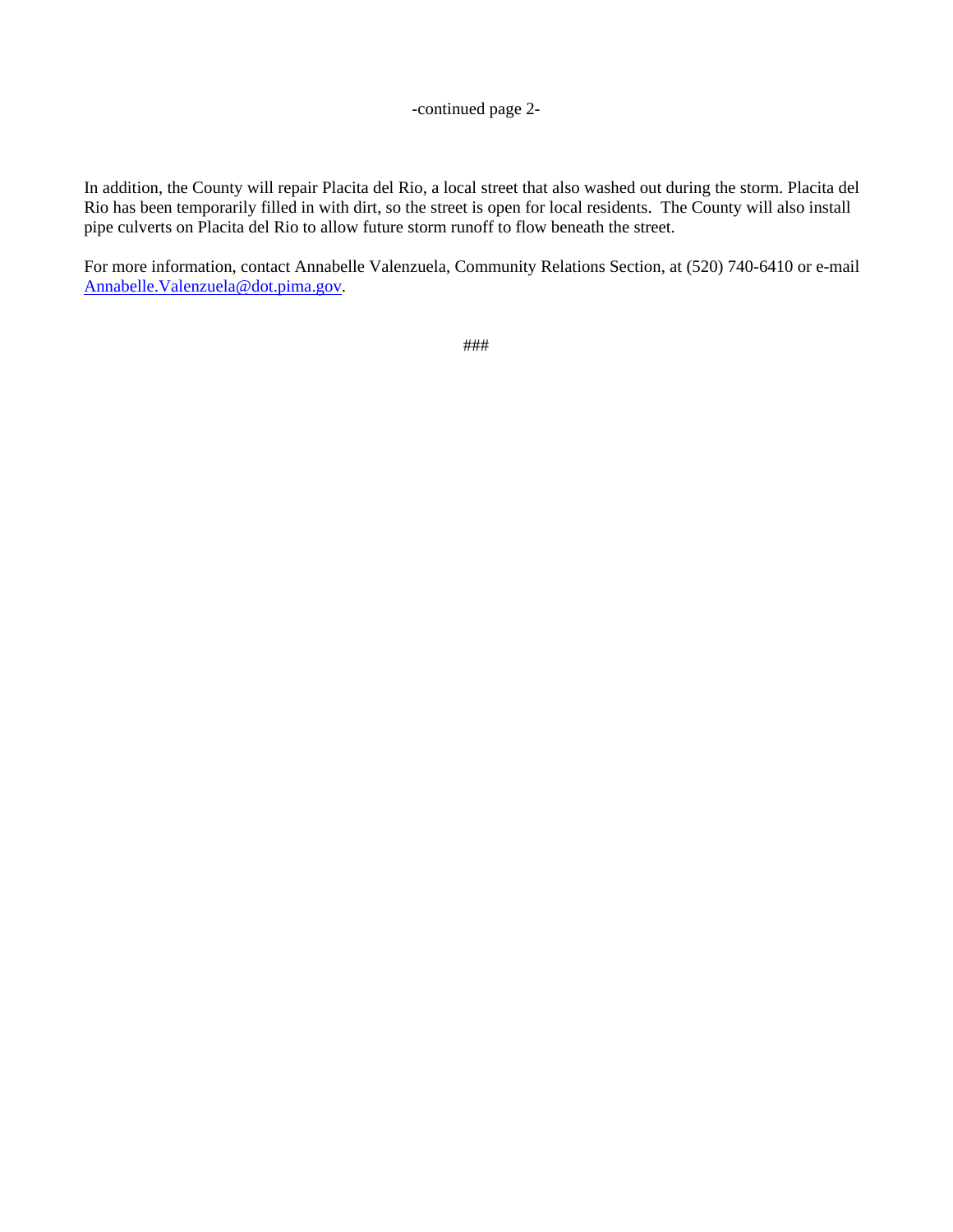-continued page 2-

In addition, the County will repair Placita del Rio, a local street that also washed out during the storm. Placita del Rio has been temporarily filled in with dirt, so the street is open for local residents. The County will also install pipe culverts on Placita del Rio to allow future storm runoff to flow beneath the street.

For more information, contact Annabelle Valenzuela, Community Relations Section, at (520) 740-6410 or e-mail Annabelle.Valenzuela@dot.pima.gov.

###